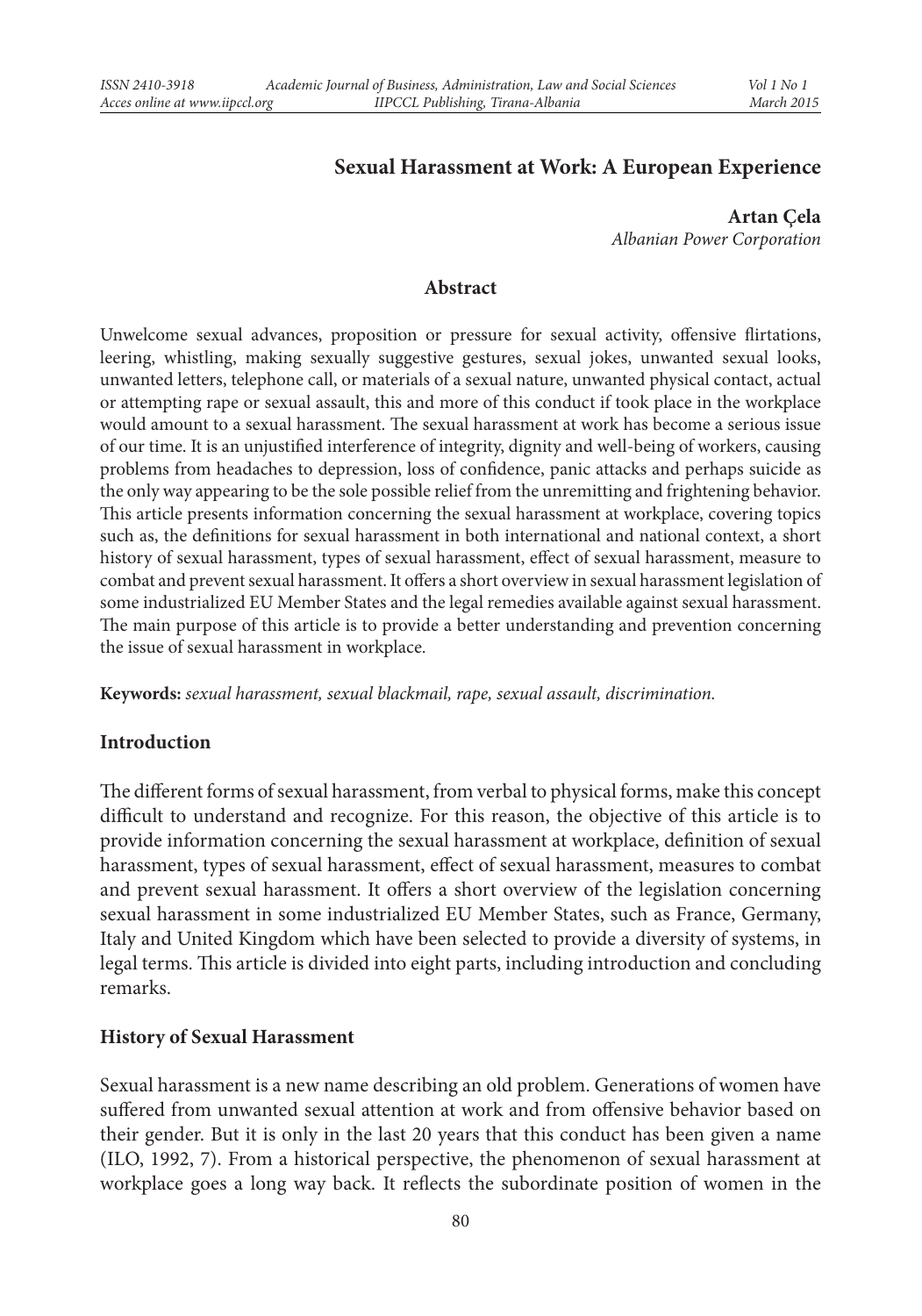## Sexual Harassment at Work: A European Experience

**Artan Çela**
*Albanian Power Corporation*

### Abstract

Unwelcome sexual advances, proposition or pressure for sexual activity, offensive flirtations, leering, whistling, making sexually suggestive gestures, sexual jokes, unwanted sexual looks, unwanted letters, telephone call, or materials of a sexual nature, unwanted physical contact, actual or attempting rape or sexual assault, this and more of this conduct if took place in the workplace would amount to a sexual harassment. The sexual harassment at work has become a serious issue of our time. It is an unjustified interference of integrity, dignity and well-being of workers, causing problems from headaches to depression, loss of confidence, panic attacks and perhaps suicide as the only way appearing to be the sole possible relief from the unremitting and frightening behavior. This article presents information concerning the sexual harassment at workplace, covering topics such as, the definitions for sexual harassment in both international and national context, a short history of sexual harassment, types of sexual harassment, effect of sexual harassment, measure to combat and prevent sexual harassment. It offers a short overview in sexual harassment legislation of some industrialized EU Member States and the legal remedies available against sexual harassment. The main purpose of this article is to provide a better understanding and prevention concerning the issue of sexual harassment in workplace.

**Keywords:** *sexual harassment, sexual blackmail, rape, sexual assault, discrimination.*

### Introduction

The different forms of sexual harassment, from verbal to physical forms, make this concept difficult to understand and recognize. For this reason, the objective of this article is to provide information concerning the sexual harassment at workplace, definition of sexual harassment, types of sexual harassment, effect of sexual harassment, measures to combat and prevent sexual harassment. It offers a short overview of the legislation concerning sexual harassment in some industrialized EU Member States, such as France, Germany, Italy and United Kingdom which have been selected to provide a diversity of systems, in legal terms. This article is divided into eight parts, including introduction and concluding remarks.

### History of Sexual Harassment

Sexual harassment is a new name describing an old problem. Generations of women have suffered from unwanted sexual attention at work and from offensive behavior based on their gender. But it is only in the last 20 years that this conduct has been given a name (ILO, 1992, 7). From a historical perspective, the phenomenon of sexual harassment at workplace goes a long way back. It reflects the subordinate position of women in the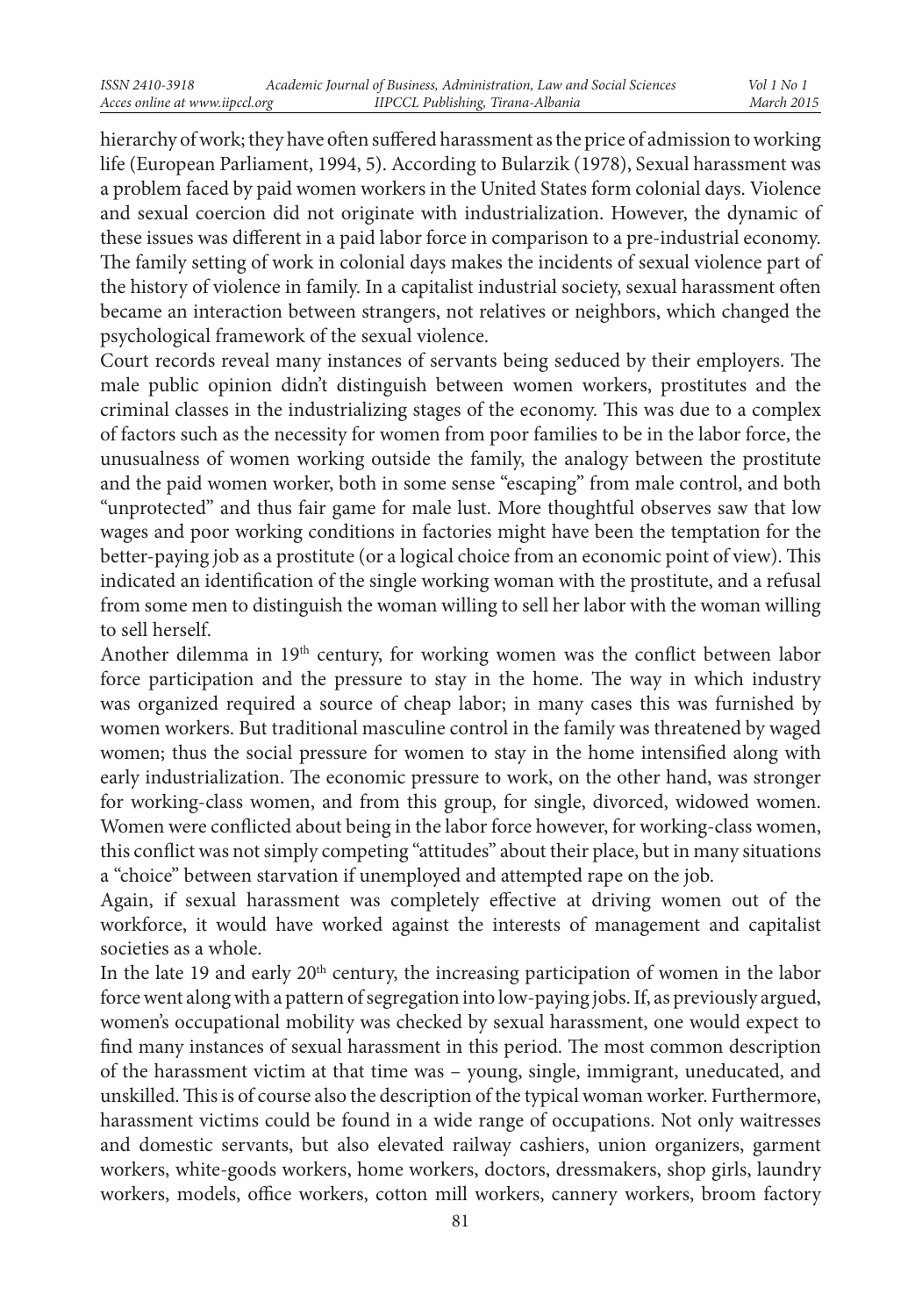hierarchy of work; they have often suffered harassment as the price of admission to working life (European Parliament, 1994, 5). According to Bularzik (1978), Sexual harassment was a problem faced by paid women workers in the United States form colonial days. Violence and sexual coercion did not originate with industrialization. However, the dynamic of these issues was different in a paid labor force in comparison to a pre-industrial economy. The family setting of work in colonial days makes the incidents of sexual violence part of the history of violence in family. In a capitalist industrial society, sexual harassment often became an interaction between strangers, not relatives or neighbors, which changed the psychological framework of the sexual violence.

Court records reveal many instances of servants being seduced by their employers. The male public opinion didn't distinguish between women workers, prostitutes and the criminal classes in the industrializing stages of the economy. This was due to a complex of factors such as the necessity for women from poor families to be in the labor force, the unusualness of women working outside the family, the analogy between the prostitute and the paid women worker, both in some sense "escaping" from male control, and both "unprotected" and thus fair game for male lust. More thoughtful observes saw that low wages and poor working conditions in factories might have been the temptation for the better-paying job as a prostitute (or a logical choice from an economic point of view). This indicated an identification of the single working woman with the prostitute, and a refusal from some men to distinguish the woman willing to sell her labor with the woman willing to sell herself.

Another dilemma in 19th century, for working women was the conflict between labor force participation and the pressure to stay in the home. The way in which industry was organized required a source of cheap labor; in many cases this was furnished by women workers. But traditional masculine control in the family was threatened by waged women; thus the social pressure for women to stay in the home intensified along with early industrialization. The economic pressure to work, on the other hand, was stronger for working-class women, and from this group, for single, divorced, widowed women. Women were conflicted about being in the labor force however, for working-class women, this conflict was not simply competing "attitudes" about their place, but in many situations a "choice" between starvation if unemployed and attempted rape on the job.

Again, if sexual harassment was completely effective at driving women out of the workforce, it would have worked against the interests of management and capitalist societies as a whole.

In the late 19 and early 20th century, the increasing participation of women in the labor force went along with a pattern of segregation into low-paying jobs. If, as previously argued, women's occupational mobility was checked by sexual harassment, one would expect to find many instances of sexual harassment in this period. The most common description of the harassment victim at that time was – young, single, immigrant, uneducated, and unskilled. This is of course also the description of the typical woman worker. Furthermore, harassment victims could be found in a wide range of occupations. Not only waitresses and domestic servants, but also elevated railway cashiers, union organizers, garment workers, white-goods workers, home workers, doctors, dressmakers, shop girls, laundry workers, models, office workers, cotton mill workers, cannery workers, broom factory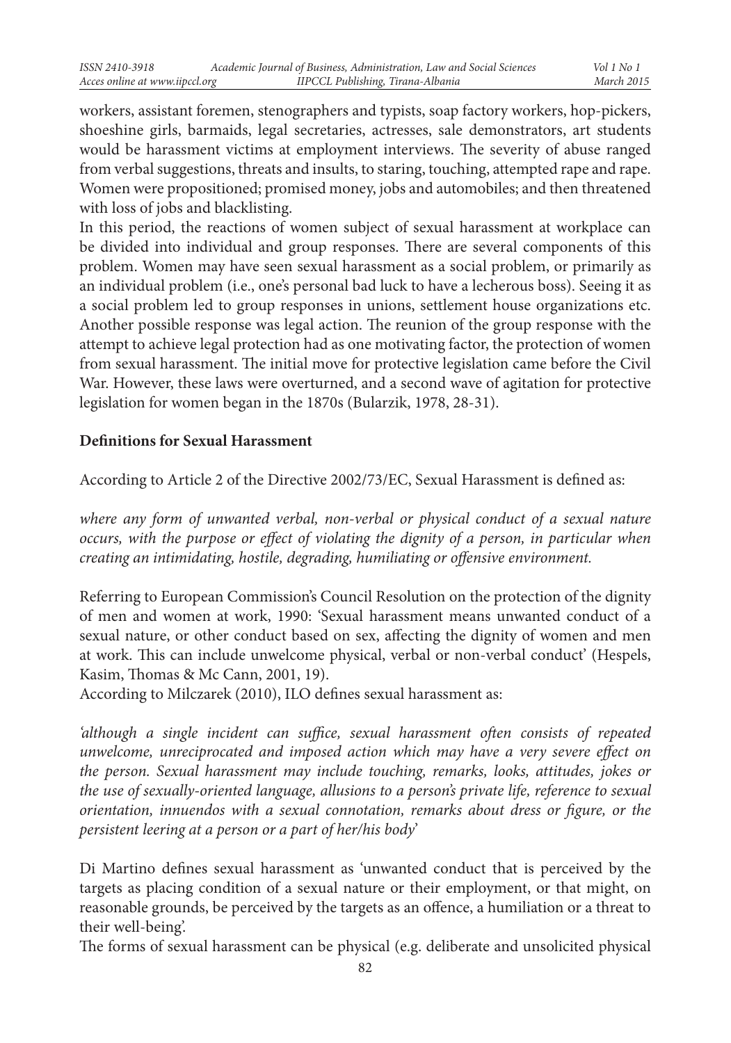workers, assistant foremen, stenographers and typists, soap factory workers, hop-pickers, shoeshine girls, barmaids, legal secretaries, actresses, sale demonstrators, art students would be harassment victims at employment interviews. The severity of abuse ranged from verbal suggestions, threats and insults, to staring, touching, attempted rape and rape. Women were propositioned; promised money, jobs and automobiles; and then threatened with loss of jobs and blacklisting.

In this period, the reactions of women subject of sexual harassment at workplace can be divided into individual and group responses. There are several components of this problem. Women may have seen sexual harassment as a social problem, or primarily as an individual problem (i.e., one's personal bad luck to have a lecherous boss). Seeing it as a social problem led to group responses in unions, settlement house organizations etc. Another possible response was legal action. The reunion of the group response with the attempt to achieve legal protection had as one motivating factor, the protection of women from sexual harassment. The initial move for protective legislation came before the Civil War. However, these laws were overturned, and a second wave of agitation for protective legislation for women began in the 1870s (Bularzik, 1978, 28-31).

**Definitions for Sexual Harassment**

According to Article 2 of the Directive 2002/73/EC, Sexual Harassment is defined as:

*where any form of unwanted verbal, non-verbal or physical conduct of a sexual nature occurs, with the purpose or effect of violating the dignity of a person, in particular when creating an intimidating, hostile, degrading, humiliating or offensive environment.*

Referring to European Commission's Council Resolution on the protection of the dignity of men and women at work, 1990: 'Sexual harassment means unwanted conduct of a sexual nature, or other conduct based on sex, affecting the dignity of women and men at work. This can include unwelcome physical, verbal or non-verbal conduct' (Hespels, Kasim, Thomas & Mc Cann, 2001, 19).

According to Milczarek (2010), ILO defines sexual harassment as:

*'although a single incident can suffice, sexual harassment often consists of repeated unwelcome, unreciprocated and imposed action which may have a very severe effect on the person. Sexual harassment may include touching, remarks, looks, attitudes, jokes or the use of sexually-oriented language, allusions to a person's private life, reference to sexual orientation, innuendos with a sexual connotation, remarks about dress or figure, or the persistent leering at a person or a part of her/his body'*

Di Martino defines sexual harassment as 'unwanted conduct that is perceived by the targets as placing condition of a sexual nature or their employment, or that might, on reasonable grounds, be perceived by the targets as an offence, a humiliation or a threat to their well-being'.

The forms of sexual harassment can be physical (e.g. deliberate and unsolicited physical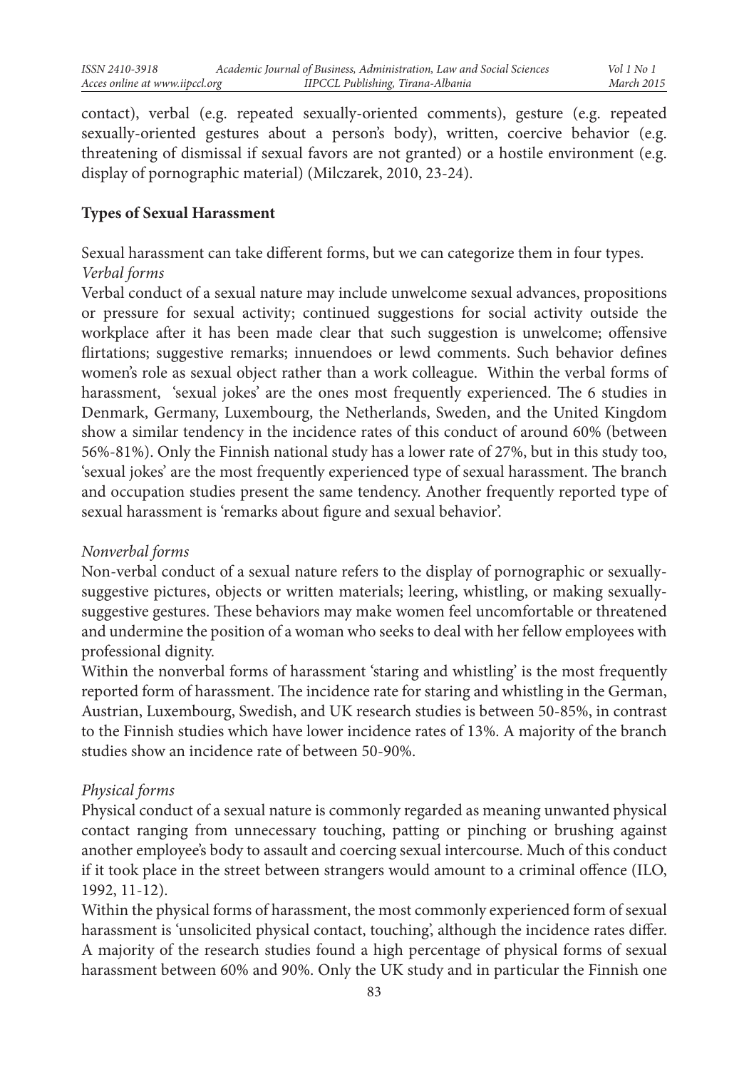contact), verbal (e.g. repeated sexually-oriented comments), gesture (e.g. repeated sexually-oriented gestures about a person's body), written, coercive behavior (e.g. threatening of dismissal if sexual favors are not granted) or a hostile environment (e.g. display of pornographic material) (Milczarek, 2010, 23-24).

**Types of Sexual Harassment**

Sexual harassment can take different forms, but we can categorize them in four types.

*Verbal forms*

Verbal conduct of a sexual nature may include unwelcome sexual advances, propositions or pressure for sexual activity; continued suggestions for social activity outside the workplace after it has been made clear that such suggestion is unwelcome; offensive flirtations; suggestive remarks; innuendoes or lewd comments. Such behavior defines women's role as sexual object rather than a work colleague. Within the verbal forms of harassment, 'sexual jokes' are the ones most frequently experienced. The 6 studies in Denmark, Germany, Luxembourg, the Netherlands, Sweden, and the United Kingdom show a similar tendency in the incidence rates of this conduct of around 60% (between 56%-81%). Only the Finnish national study has a lower rate of 27%, but in this study too, 'sexual jokes' are the most frequently experienced type of sexual harassment. The branch and occupation studies present the same tendency. Another frequently reported type of sexual harassment is 'remarks about figure and sexual behavior'.

*Nonverbal forms*

Non-verbal conduct of a sexual nature refers to the display of pornographic or sexually-suggestive pictures, objects or written materials; leering, whistling, or making sexually-suggestive gestures. These behaviors may make women feel uncomfortable or threatened and undermine the position of a woman who seeks to deal with her fellow employees with professional dignity.

Within the nonverbal forms of harassment 'staring and whistling' is the most frequently reported form of harassment. The incidence rate for staring and whistling in the German, Austrian, Luxembourg, Swedish, and UK research studies is between 50-85%, in contrast to the Finnish studies which have lower incidence rates of 13%. A majority of the branch studies show an incidence rate of between 50-90%.

*Physical forms*

Physical conduct of a sexual nature is commonly regarded as meaning unwanted physical contact ranging from unnecessary touching, patting or pinching or brushing against another employee's body to assault and coercing sexual intercourse. Much of this conduct if it took place in the street between strangers would amount to a criminal offence (ILO, 1992, 11-12).

Within the physical forms of harassment, the most commonly experienced form of sexual harassment is 'unsolicited physical contact, touching', although the incidence rates differ. A majority of the research studies found a high percentage of physical forms of sexual harassment between 60% and 90%. Only the UK study and in particular the Finnish one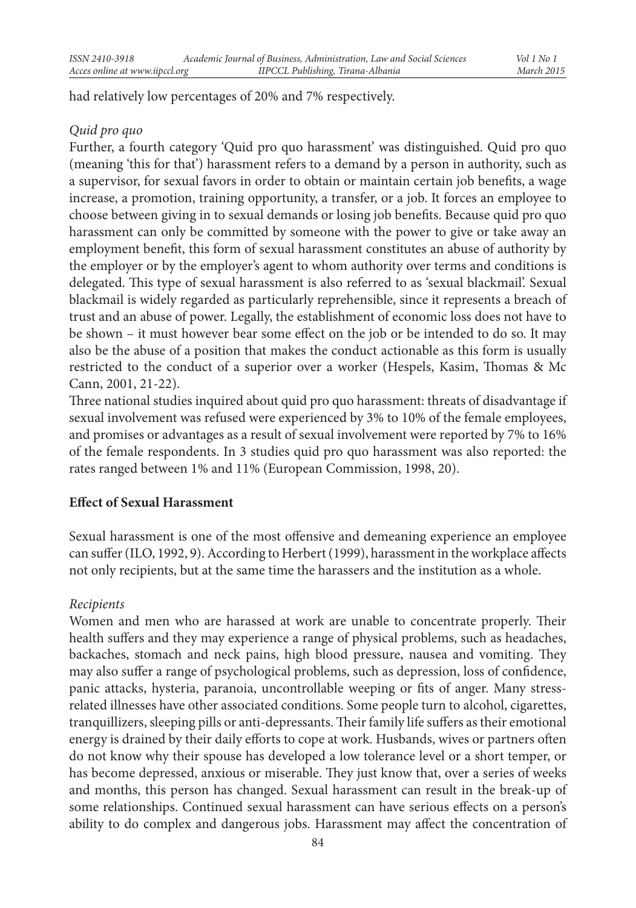had relatively low percentages of 20% and 7% respectively.

*Quid pro quo*

Further, a fourth category 'Quid pro quo harassment' was distinguished. Quid pro quo (meaning 'this for that') harassment refers to a demand by a person in authority, such as a supervisor, for sexual favors in order to obtain or maintain certain job benefits, a wage increase, a promotion, training opportunity, a transfer, or a job. It forces an employee to choose between giving in to sexual demands or losing job benefits. Because quid pro quo harassment can only be committed by someone with the power to give or take away an employment benefit, this form of sexual harassment constitutes an abuse of authority by the employer or by the employer's agent to whom authority over terms and conditions is delegated. This type of sexual harassment is also referred to as 'sexual blackmail'. Sexual blackmail is widely regarded as particularly reprehensible, since it represents a breach of trust and an abuse of power. Legally, the establishment of economic loss does not have to be shown – it must however bear some effect on the job or be intended to do so. It may also be the abuse of a position that makes the conduct actionable as this form is usually restricted to the conduct of a superior over a worker (Hespels, Kasim, Thomas & Mc Cann, 2001, 21-22).

Three national studies inquired about quid pro quo harassment: threats of disadvantage if sexual involvement was refused were experienced by 3% to 10% of the female employees, and promises or advantages as a result of sexual involvement were reported by 7% to 16% of the female respondents. In 3 studies quid pro quo harassment was also reported: the rates ranged between 1% and 11% (European Commission, 1998, 20).

## Effect of Sexual Harassment

Sexual harassment is one of the most offensive and demeaning experience an employee can suffer (ILO, 1992, 9). According to Herbert (1999), harassment in the workplace affects not only recipients, but at the same time the harassers and the institution as a whole.

*Recipients*

Women and men who are harassed at work are unable to concentrate properly. Their health suffers and they may experience a range of physical problems, such as headaches, backaches, stomach and neck pains, high blood pressure, nausea and vomiting. They may also suffer a range of psychological problems, such as depression, loss of confidence, panic attacks, hysteria, paranoia, uncontrollable weeping or fits of anger. Many stress-related illnesses have other associated conditions. Some people turn to alcohol, cigarettes, tranquillizers, sleeping pills or anti-depressants. Their family life suffers as their emotional energy is drained by their daily efforts to cope at work. Husbands, wives or partners often do not know why their spouse has developed a low tolerance level or a short temper, or has become depressed, anxious or miserable. They just know that, over a series of weeks and months, this person has changed. Sexual harassment can result in the break-up of some relationships. Continued sexual harassment can have serious effects on a person's ability to do complex and dangerous jobs. Harassment may affect the concentration of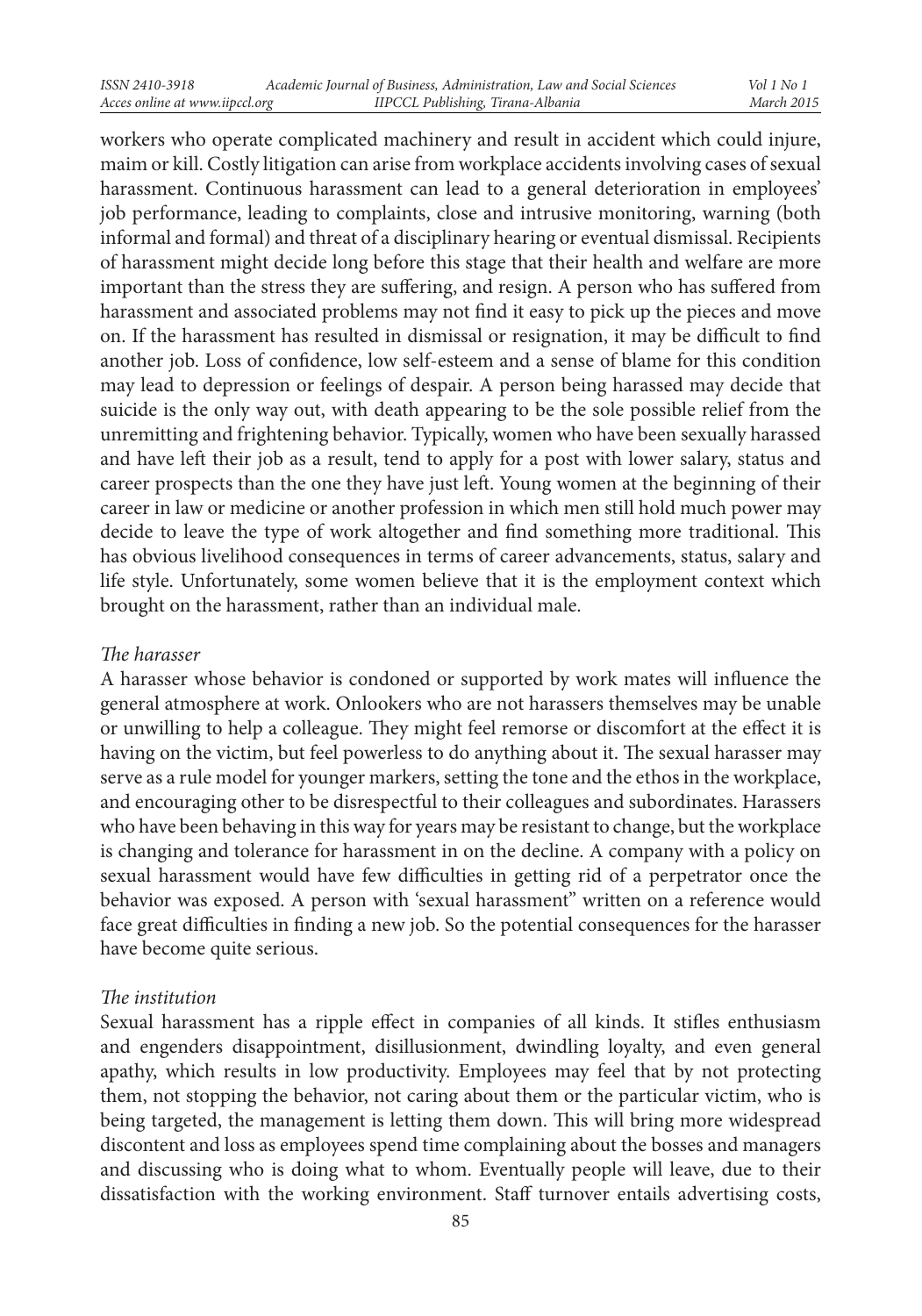workers who operate complicated machinery and result in accident which could injure, maim or kill. Costly litigation can arise from workplace accidents involving cases of sexual harassment. Continuous harassment can lead to a general deterioration in employees' job performance, leading to complaints, close and intrusive monitoring, warning (both informal and formal) and threat of a disciplinary hearing or eventual dismissal. Recipients of harassment might decide long before this stage that their health and welfare are more important than the stress they are suffering, and resign. A person who has suffered from harassment and associated problems may not find it easy to pick up the pieces and move on. If the harassment has resulted in dismissal or resignation, it may be difficult to find another job. Loss of confidence, low self-esteem and a sense of blame for this condition may lead to depression or feelings of despair. A person being harassed may decide that suicide is the only way out, with death appearing to be the sole possible relief from the unremitting and frightening behavior. Typically, women who have been sexually harassed and have left their job as a result, tend to apply for a post with lower salary, status and career prospects than the one they have just left. Young women at the beginning of their career in law or medicine or another profession in which men still hold much power may decide to leave the type of work altogether and find something more traditional. This has obvious livelihood consequences in terms of career advancements, status, salary and life style. Unfortunately, some women believe that it is the employment context which brought on the harassment, rather than an individual male.

*The harasser*

A harasser whose behavior is condoned or supported by work mates will influence the general atmosphere at work. Onlookers who are not harassers themselves may be unable or unwilling to help a colleague. They might feel remorse or discomfort at the effect it is having on the victim, but feel powerless to do anything about it. The sexual harasser may serve as a rule model for younger markers, setting the tone and the ethos in the workplace, and encouraging other to be disrespectful to their colleagues and subordinates. Harassers who have been behaving in this way for years may be resistant to change, but the workplace is changing and tolerance for harassment in on the decline. A company with a policy on sexual harassment would have few difficulties in getting rid of a perpetrator once the behavior was exposed. A person with 'sexual harassment" written on a reference would face great difficulties in finding a new job. So the potential consequences for the harasser have become quite serious.

*The institution*

Sexual harassment has a ripple effect in companies of all kinds. It stifles enthusiasm and engenders disappointment, disillusionment, dwindling loyalty, and even general apathy, which results in low productivity. Employees may feel that by not protecting them, not stopping the behavior, not caring about them or the particular victim, who is being targeted, the management is letting them down. This will bring more widespread discontent and loss as employees spend time complaining about the bosses and managers and discussing who is doing what to whom. Eventually people will leave, due to their dissatisfaction with the working environment. Staff turnover entails advertising costs,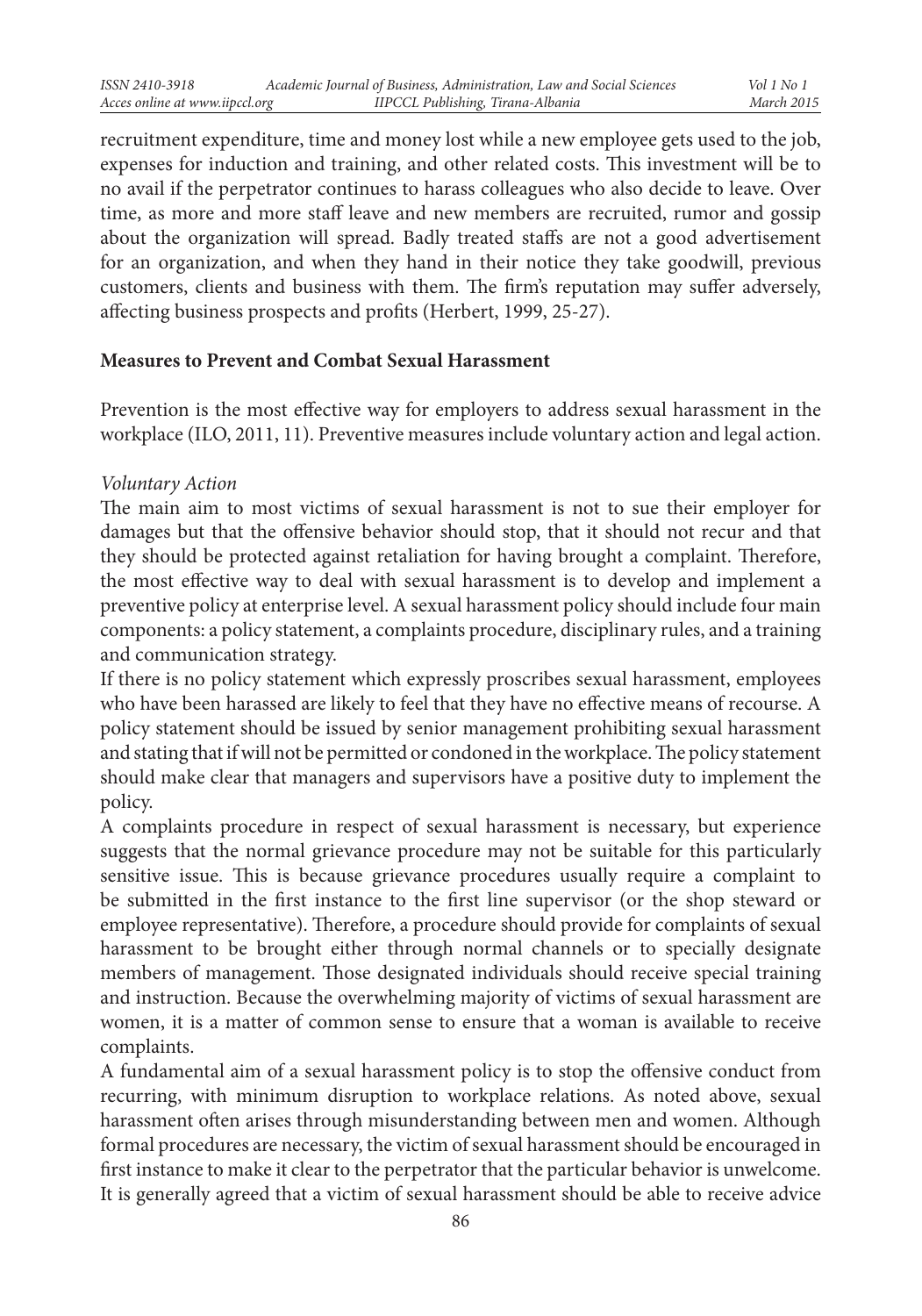recruitment expenditure, time and money lost while a new employee gets used to the job, expenses for induction and training, and other related costs. This investment will be to no avail if the perpetrator continues to harass colleagues who also decide to leave. Over time, as more and more staff leave and new members are recruited, rumor and gossip about the organization will spread. Badly treated staffs are not a good advertisement for an organization, and when they hand in their notice they take goodwill, previous customers, clients and business with them. The firm's reputation may suffer adversely, affecting business prospects and profits (Herbert, 1999, 25-27).

## Measures to Prevent and Combat Sexual Harassment

Prevention is the most effective way for employers to address sexual harassment in the workplace (ILO, 2011, 11). Preventive measures include voluntary action and legal action.

### *Voluntary Action*

The main aim to most victims of sexual harassment is not to sue their employer for damages but that the offensive behavior should stop, that it should not recur and that they should be protected against retaliation for having brought a complaint. Therefore, the most effective way to deal with sexual harassment is to develop and implement a preventive policy at enterprise level. A sexual harassment policy should include four main components: a policy statement, a complaints procedure, disciplinary rules, and a training and communication strategy.

If there is no policy statement which expressly proscribes sexual harassment, employees who have been harassed are likely to feel that they have no effective means of recourse. A policy statement should be issued by senior management prohibiting sexual harassment and stating that if will not be permitted or condoned in the workplace. The policy statement should make clear that managers and supervisors have a positive duty to implement the policy.

A complaints procedure in respect of sexual harassment is necessary, but experience suggests that the normal grievance procedure may not be suitable for this particularly sensitive issue. This is because grievance procedures usually require a complaint to be submitted in the first instance to the first line supervisor (or the shop steward or employee representative). Therefore, a procedure should provide for complaints of sexual harassment to be brought either through normal channels or to specially designate members of management. Those designated individuals should receive special training and instruction. Because the overwhelming majority of victims of sexual harassment are women, it is a matter of common sense to ensure that a woman is available to receive complaints.

A fundamental aim of a sexual harassment policy is to stop the offensive conduct from recurring, with minimum disruption to workplace relations. As noted above, sexual harassment often arises through misunderstanding between men and women. Although formal procedures are necessary, the victim of sexual harassment should be encouraged in first instance to make it clear to the perpetrator that the particular behavior is unwelcome. It is generally agreed that a victim of sexual harassment should be able to receive advice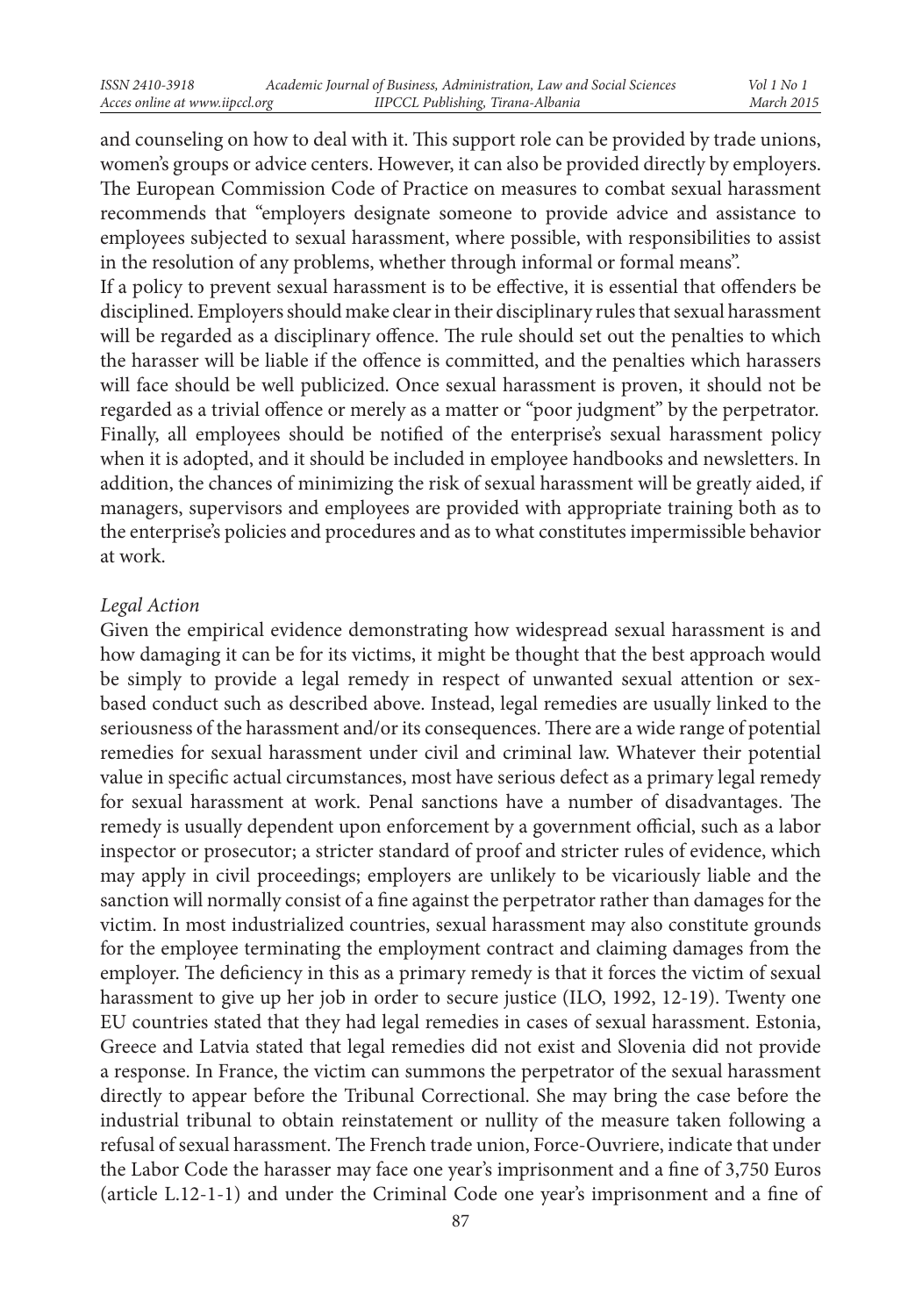and counseling on how to deal with it. This support role can be provided by trade unions, women's groups or advice centers. However, it can also be provided directly by employers. The European Commission Code of Practice on measures to combat sexual harassment recommends that "employers designate someone to provide advice and assistance to employees subjected to sexual harassment, where possible, with responsibilities to assist in the resolution of any problems, whether through informal or formal means".

If a policy to prevent sexual harassment is to be effective, it is essential that offenders be disciplined. Employers should make clear in their disciplinary rules that sexual harassment will be regarded as a disciplinary offence. The rule should set out the penalties to which the harasser will be liable if the offence is committed, and the penalties which harassers will face should be well publicized. Once sexual harassment is proven, it should not be regarded as a trivial offence or merely as a matter or "poor judgment" by the perpetrator. Finally, all employees should be notified of the enterprise's sexual harassment policy when it is adopted, and it should be included in employee handbooks and newsletters. In addition, the chances of minimizing the risk of sexual harassment will be greatly aided, if managers, supervisors and employees are provided with appropriate training both as to the enterprise's policies and procedures and as to what constitutes impermissible behavior at work.

*Legal Action*

Given the empirical evidence demonstrating how widespread sexual harassment is and how damaging it can be for its victims, it might be thought that the best approach would be simply to provide a legal remedy in respect of unwanted sexual attention or sex-based conduct such as described above. Instead, legal remedies are usually linked to the seriousness of the harassment and/or its consequences. There are a wide range of potential remedies for sexual harassment under civil and criminal law. Whatever their potential value in specific actual circumstances, most have serious defect as a primary legal remedy for sexual harassment at work. Penal sanctions have a number of disadvantages. The remedy is usually dependent upon enforcement by a government official, such as a labor inspector or prosecutor; a stricter standard of proof and stricter rules of evidence, which may apply in civil proceedings; employers are unlikely to be vicariously liable and the sanction will normally consist of a fine against the perpetrator rather than damages for the victim. In most industrialized countries, sexual harassment may also constitute grounds for the employee terminating the employment contract and claiming damages from the employer. The deficiency in this as a primary remedy is that it forces the victim of sexual harassment to give up her job in order to secure justice (ILO, 1992, 12-19). Twenty one EU countries stated that they had legal remedies in cases of sexual harassment. Estonia, Greece and Latvia stated that legal remedies did not exist and Slovenia did not provide a response. In France, the victim can summons the perpetrator of the sexual harassment directly to appear before the Tribunal Correctional. She may bring the case before the industrial tribunal to obtain reinstatement or nullity of the measure taken following a refusal of sexual harassment. The French trade union, Force-Ouvriere, indicate that under the Labor Code the harasser may face one year's imprisonment and a fine of 3,750 Euros (article L.12-1-1) and under the Criminal Code one year's imprisonment and a fine of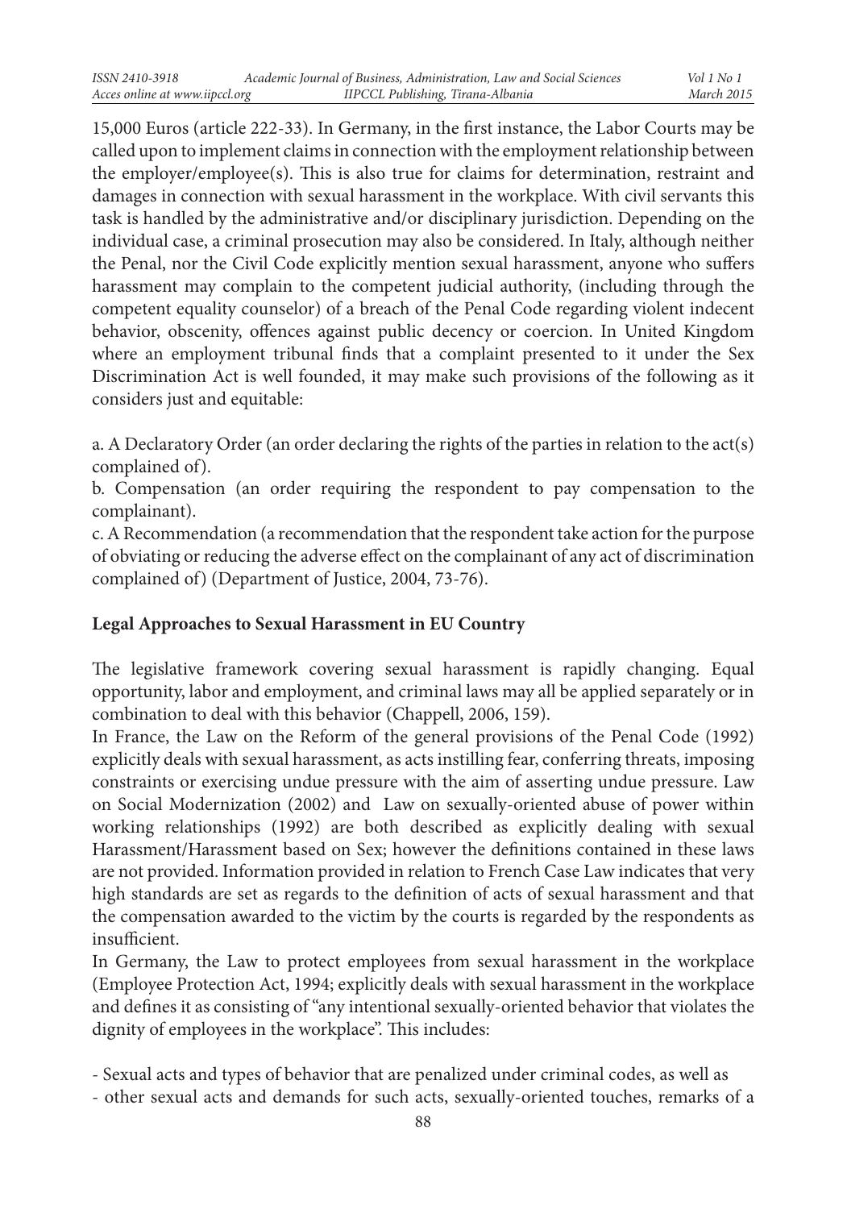15,000 Euros (article 222-33). In Germany, in the first instance, the Labor Courts may be called upon to implement claims in connection with the employment relationship between the employer/employee(s). This is also true for claims for determination, restraint and damages in connection with sexual harassment in the workplace. With civil servants this task is handled by the administrative and/or disciplinary jurisdiction. Depending on the individual case, a criminal prosecution may also be considered. In Italy, although neither the Penal, nor the Civil Code explicitly mention sexual harassment, anyone who suffers harassment may complain to the competent judicial authority, (including through the competent equality counselor) of a breach of the Penal Code regarding violent indecent behavior, obscenity, offences against public decency or coercion. In United Kingdom where an employment tribunal finds that a complaint presented to it under the Sex Discrimination Act is well founded, it may make such provisions of the following as it considers just and equitable:

a. A Declaratory Order (an order declaring the rights of the parties in relation to the act(s) complained of).
b. Compensation (an order requiring the respondent to pay compensation to the complainant).
c. A Recommendation (a recommendation that the respondent take action for the purpose of obviating or reducing the adverse effect on the complainant of any act of discrimination complained of) (Department of Justice, 2004, 73-76).

**Legal Approaches to Sexual Harassment in EU Country**

The legislative framework covering sexual harassment is rapidly changing. Equal opportunity, labor and employment, and criminal laws may all be applied separately or in combination to deal with this behavior (Chappell, 2006, 159).

In France, the Law on the Reform of the general provisions of the Penal Code (1992) explicitly deals with sexual harassment, as acts instilling fear, conferring threats, imposing constraints or exercising undue pressure with the aim of asserting undue pressure. Law on Social Modernization (2002) and Law on sexually-oriented abuse of power within working relationships (1992) are both described as explicitly dealing with sexual Harassment/Harassment based on Sex; however the definitions contained in these laws are not provided. Information provided in relation to French Case Law indicates that very high standards are set as regards to the definition of acts of sexual harassment and that the compensation awarded to the victim by the courts is regarded by the respondents as insufficient.

In Germany, the Law to protect employees from sexual harassment in the workplace (Employee Protection Act, 1994; explicitly deals with sexual harassment in the workplace and defines it as consisting of "any intentional sexually-oriented behavior that violates the dignity of employees in the workplace". This includes:

- Sexual acts and types of behavior that are penalized under criminal codes, as well as
- other sexual acts and demands for such acts, sexually-oriented touches, remarks of a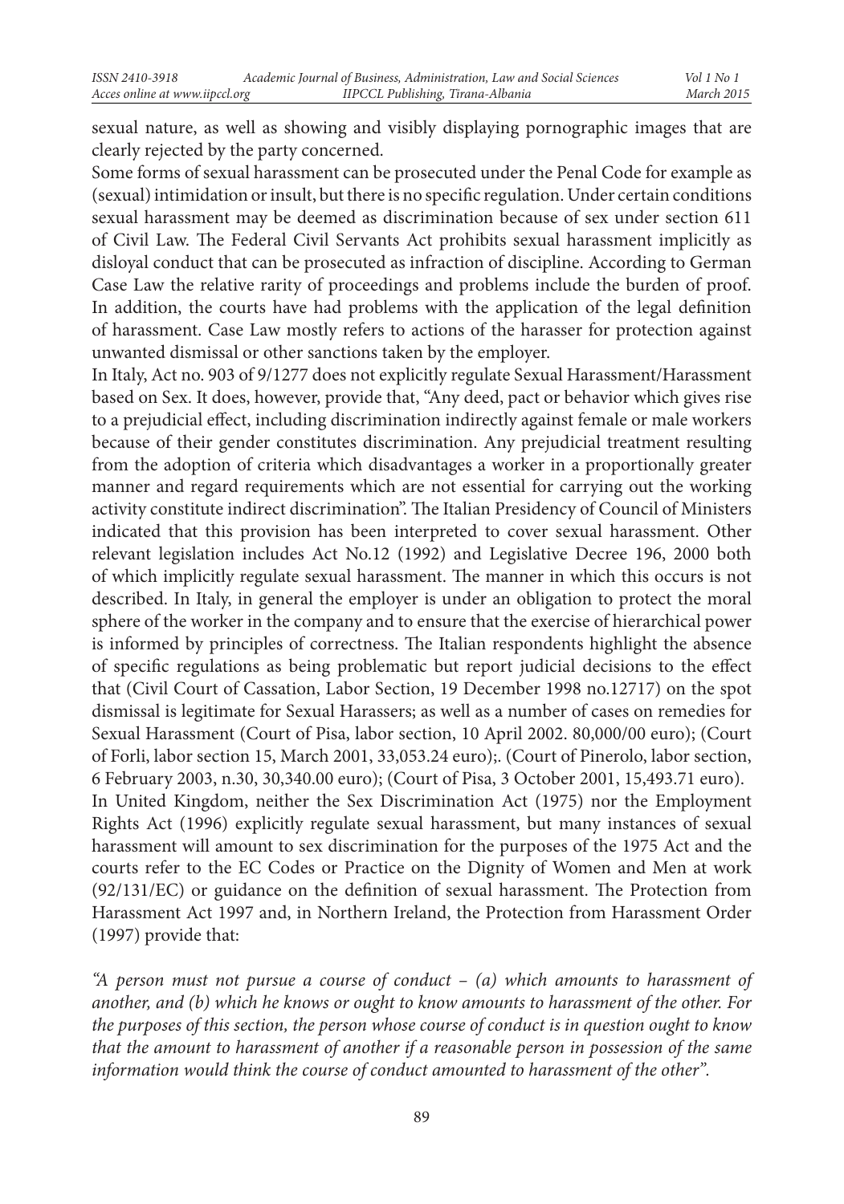sexual nature, as well as showing and visibly displaying pornographic images that are clearly rejected by the party concerned.

Some forms of sexual harassment can be prosecuted under the Penal Code for example as (sexual) intimidation or insult, but there is no specific regulation. Under certain conditions sexual harassment may be deemed as discrimination because of sex under section 611 of Civil Law. The Federal Civil Servants Act prohibits sexual harassment implicitly as disloyal conduct that can be prosecuted as infraction of discipline. According to German Case Law the relative rarity of proceedings and problems include the burden of proof. In addition, the courts have had problems with the application of the legal definition of harassment. Case Law mostly refers to actions of the harasser for protection against unwanted dismissal or other sanctions taken by the employer.

In Italy, Act no. 903 of 9/1277 does not explicitly regulate Sexual Harassment/Harassment based on Sex. It does, however, provide that, "Any deed, pact or behavior which gives rise to a prejudicial effect, including discrimination indirectly against female or male workers because of their gender constitutes discrimination. Any prejudicial treatment resulting from the adoption of criteria which disadvantages a worker in a proportionally greater manner and regard requirements which are not essential for carrying out the working activity constitute indirect discrimination". The Italian Presidency of Council of Ministers indicated that this provision has been interpreted to cover sexual harassment. Other relevant legislation includes Act No.12 (1992) and Legislative Decree 196, 2000 both of which implicitly regulate sexual harassment. The manner in which this occurs is not described. In Italy, in general the employer is under an obligation to protect the moral sphere of the worker in the company and to ensure that the exercise of hierarchical power is informed by principles of correctness. The Italian respondents highlight the absence of specific regulations as being problematic but report judicial decisions to the effect that (Civil Court of Cassation, Labor Section, 19 December 1998 no.12717) on the spot dismissal is legitimate for Sexual Harassers; as well as a number of cases on remedies for Sexual Harassment (Court of Pisa, labor section, 10 April 2002. 80,000/00 euro); (Court of Forli, labor section 15, March 2001, 33,053.24 euro);. (Court of Pinerolo, labor section, 6 February 2003, n.30, 30,340.00 euro); (Court of Pisa, 3 October 2001, 15,493.71 euro).

In United Kingdom, neither the Sex Discrimination Act (1975) nor the Employment Rights Act (1996) explicitly regulate sexual harassment, but many instances of sexual harassment will amount to sex discrimination for the purposes of the 1975 Act and the courts refer to the EC Codes or Practice on the Dignity of Women and Men at work (92/131/EC) or guidance on the definition of sexual harassment. The Protection from Harassment Act 1997 and, in Northern Ireland, the Protection from Harassment Order (1997) provide that:

*"A person must not pursue a course of conduct – (a) which amounts to harassment of another, and (b) which he knows or ought to know amounts to harassment of the other. For the purposes of this section, the person whose course of conduct is in question ought to know that the amount to harassment of another if a reasonable person in possession of the same information would think the course of conduct amounted to harassment of the other".*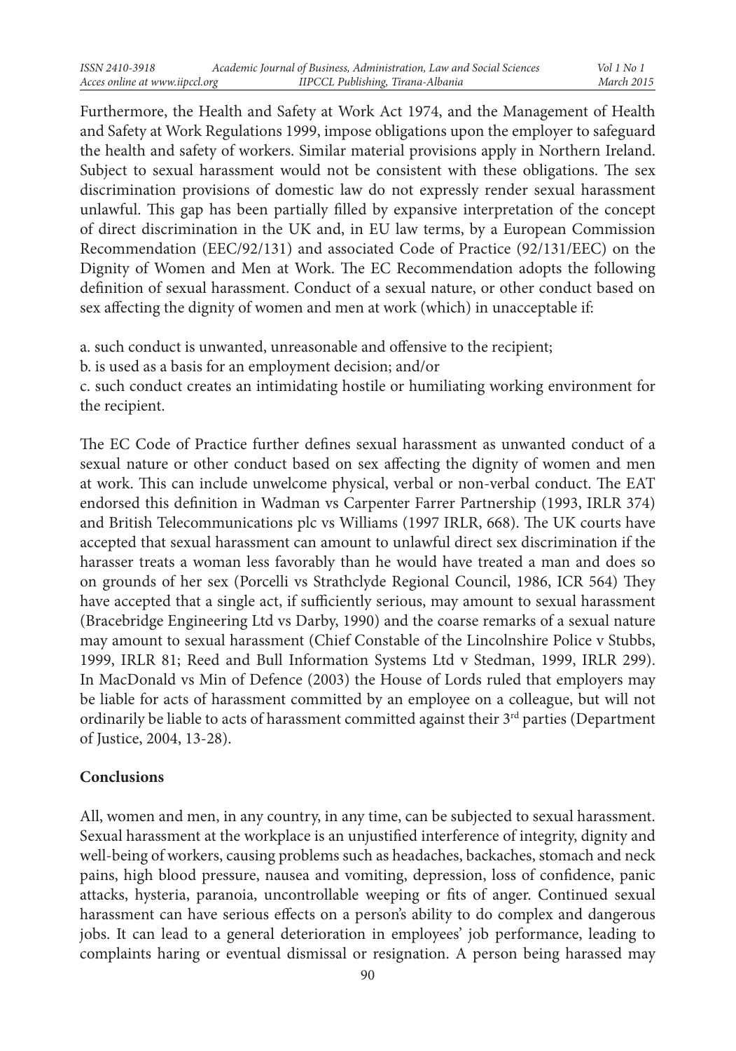Furthermore, the Health and Safety at Work Act 1974, and the Management of Health and Safety at Work Regulations 1999, impose obligations upon the employer to safeguard the health and safety of workers. Similar material provisions apply in Northern Ireland. Subject to sexual harassment would not be consistent with these obligations. The sex discrimination provisions of domestic law do not expressly render sexual harassment unlawful. This gap has been partially filled by expansive interpretation of the concept of direct discrimination in the UK and, in EU law terms, by a European Commission Recommendation (EEC/92/131) and associated Code of Practice (92/131/EEC) on the Dignity of Women and Men at Work. The EC Recommendation adopts the following definition of sexual harassment. Conduct of a sexual nature, or other conduct based on sex affecting the dignity of women and men at work (which) in unacceptable if:

a. such conduct is unwanted, unreasonable and offensive to the recipient;
b. is used as a basis for an employment decision; and/or
c. such conduct creates an intimidating hostile or humiliating working environment for the recipient.

The EC Code of Practice further defines sexual harassment as unwanted conduct of a sexual nature or other conduct based on sex affecting the dignity of women and men at work. This can include unwelcome physical, verbal or non-verbal conduct. The EAT endorsed this definition in Wadman vs Carpenter Farrer Partnership (1993, IRLR 374) and British Telecommunications plc vs Williams (1997 IRLR, 668). The UK courts have accepted that sexual harassment can amount to unlawful direct sex discrimination if the harasser treats a woman less favorably than he would have treated a man and does so on grounds of her sex (Porcelli vs Strathclyde Regional Council, 1986, ICR 564) They have accepted that a single act, if sufficiently serious, may amount to sexual harassment (Bracebridge Engineering Ltd vs Darby, 1990) and the coarse remarks of a sexual nature may amount to sexual harassment (Chief Constable of the Lincolnshire Police v Stubbs, 1999, IRLR 81; Reed and Bull Information Systems Ltd v Stedman, 1999, IRLR 299). In MacDonald vs Min of Defence (2003) the House of Lords ruled that employers may be liable for acts of harassment committed by an employee on a colleague, but will not ordinarily be liable to acts of harassment committed against their 3rd parties (Department of Justice, 2004, 13-28).

## Conclusions

All, women and men, in any country, in any time, can be subjected to sexual harassment. Sexual harassment at the workplace is an unjustified interference of integrity, dignity and well-being of workers, causing problems such as headaches, backaches, stomach and neck pains, high blood pressure, nausea and vomiting, depression, loss of confidence, panic attacks, hysteria, paranoia, uncontrollable weeping or fits of anger. Continued sexual harassment can have serious effects on a person's ability to do complex and dangerous jobs. It can lead to a general deterioration in employees' job performance, leading to complaints haring or eventual dismissal or resignation. A person being harassed may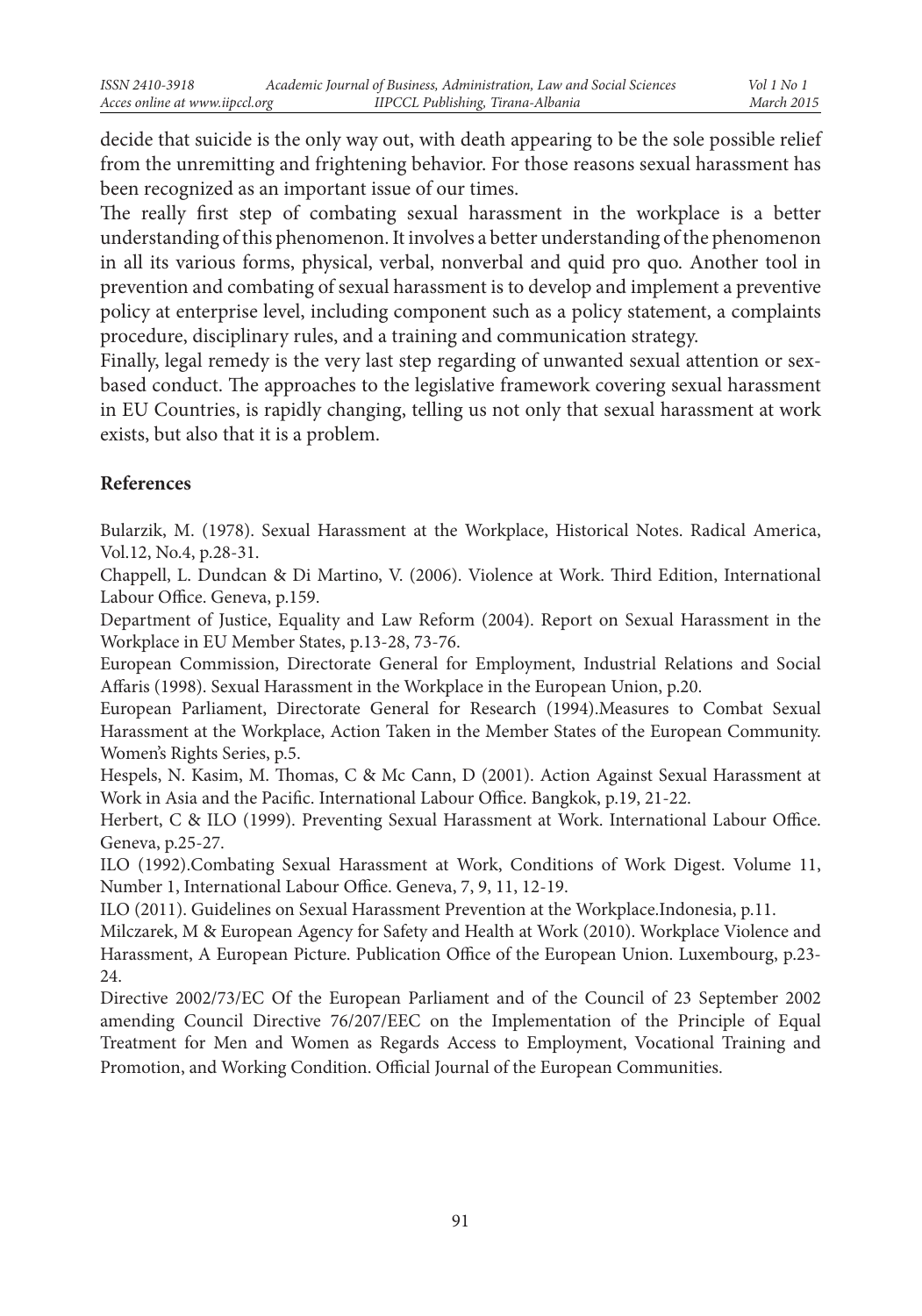decide that suicide is the only way out, with death appearing to be the sole possible relief from the unremitting and frightening behavior. For those reasons sexual harassment has been recognized as an important issue of our times.

The really first step of combating sexual harassment in the workplace is a better understanding of this phenomenon. It involves a better understanding of the phenomenon in all its various forms, physical, verbal, nonverbal and quid pro quo. Another tool in prevention and combating of sexual harassment is to develop and implement a preventive policy at enterprise level, including component such as a policy statement, a complaints procedure, disciplinary rules, and a training and communication strategy.

Finally, legal remedy is the very last step regarding of unwanted sexual attention or sex-based conduct. The approaches to the legislative framework covering sexual harassment in EU Countries, is rapidly changing, telling us not only that sexual harassment at work exists, but also that it is a problem.

## References

Bularzik, M. (1978). Sexual Harassment at the Workplace, Historical Notes. Radical America, Vol.12, No.4, p.28-31.

Chappell, L. Dundcan & Di Martino, V. (2006). Violence at Work. Third Edition, International Labour Office. Geneva, p.159.

Department of Justice, Equality and Law Reform (2004). Report on Sexual Harassment in the Workplace in EU Member States, p.13-28, 73-76.

European Commission, Directorate General for Employment, Industrial Relations and Social Affaris (1998). Sexual Harassment in the Workplace in the European Union, p.20.

European Parliament, Directorate General for Research (1994).Measures to Combat Sexual Harassment at the Workplace, Action Taken in the Member States of the European Community. Women's Rights Series, p.5.

Hespels, N. Kasim, M. Thomas, C & Mc Cann, D (2001). Action Against Sexual Harassment at Work in Asia and the Pacific. International Labour Office. Bangkok, p.19, 21-22.

Herbert, C & ILO (1999). Preventing Sexual Harassment at Work. International Labour Office. Geneva, p.25-27.

ILO (1992).Combating Sexual Harassment at Work, Conditions of Work Digest. Volume 11, Number 1, International Labour Office. Geneva, 7, 9, 11, 12-19.

ILO (2011). Guidelines on Sexual Harassment Prevention at the Workplace.Indonesia, p.11.

Milczarek, M & European Agency for Safety and Health at Work (2010). Workplace Violence and Harassment, A European Picture. Publication Office of the European Union. Luxembourg, p.23-24.

Directive 2002/73/EC Of the European Parliament and of the Council of 23 September 2002 amending Council Directive 76/207/EEC on the Implementation of the Principle of Equal Treatment for Men and Women as Regards Access to Employment, Vocational Training and Promotion, and Working Condition. Official Journal of the European Communities.